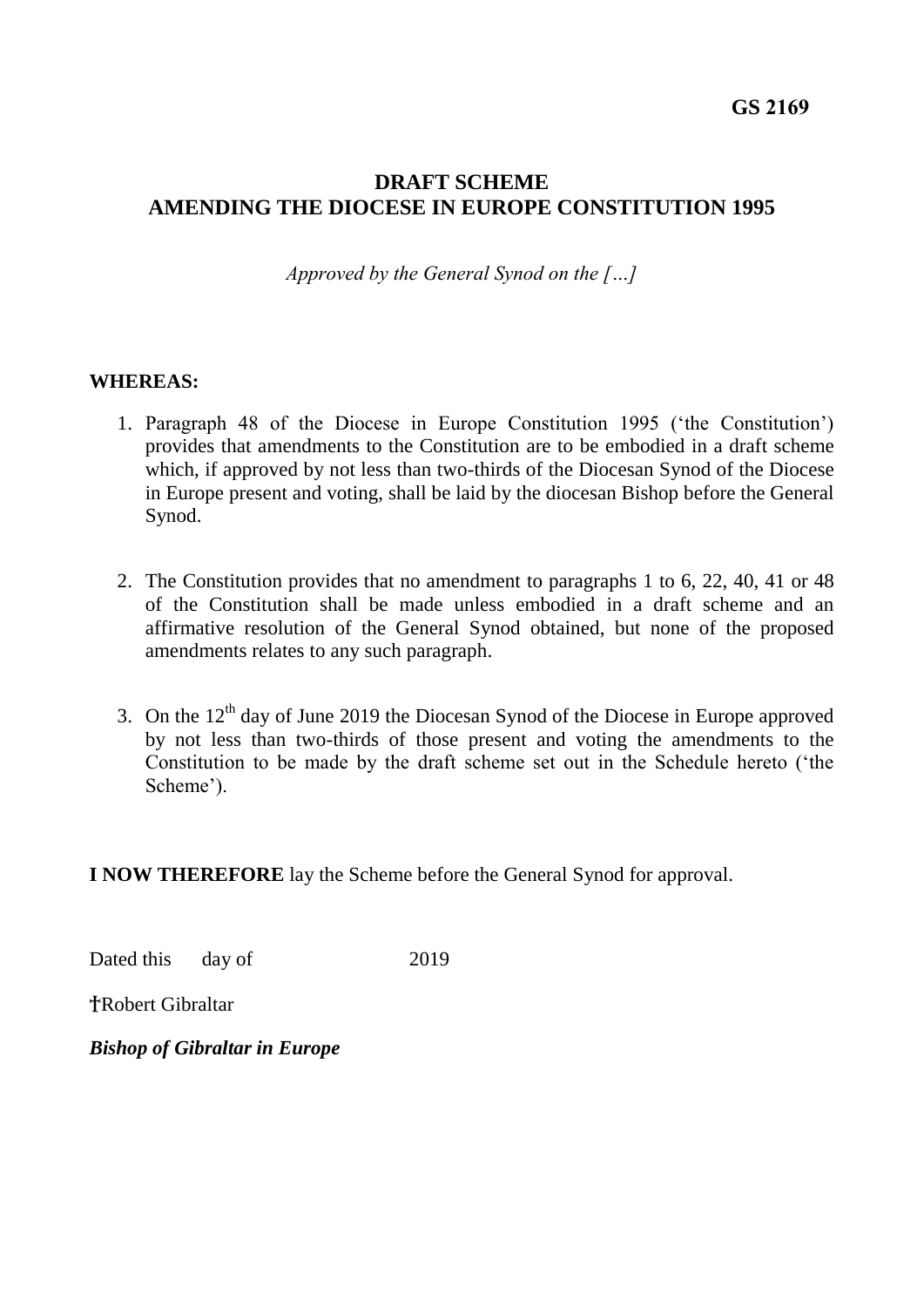**GS 2169**

# DRAFT SCHEME
# AMENDING THE DIOCESE IN EUROPE CONSTITUTION 1995

*Approved by the General Synod on the […]*

**WHEREAS:**

1. Paragraph 48 of the Diocese in Europe Constitution 1995 ('the Constitution') provides that amendments to the Constitution are to be embodied in a draft scheme which, if approved by not less than two-thirds of the Diocesan Synod of the Diocese in Europe present and voting, shall be laid by the diocesan Bishop before the General Synod.

2. The Constitution provides that no amendment to paragraphs 1 to 6, 22, 40, 41 or 48 of the Constitution shall be made unless embodied in a draft scheme and an affirmative resolution of the General Synod obtained, but none of the proposed amendments relates to any such paragraph.

3. On the 12th day of June 2019 the Diocesan Synod of the Diocese in Europe approved by not less than two-thirds of those present and voting the amendments to the Constitution to be made by the draft scheme set out in the Schedule hereto ('the Scheme').

**I NOW THEREFORE** lay the Scheme before the General Synod for approval.

Dated this day of 2019

†Robert Gibraltar

***Bishop of Gibraltar in Europe***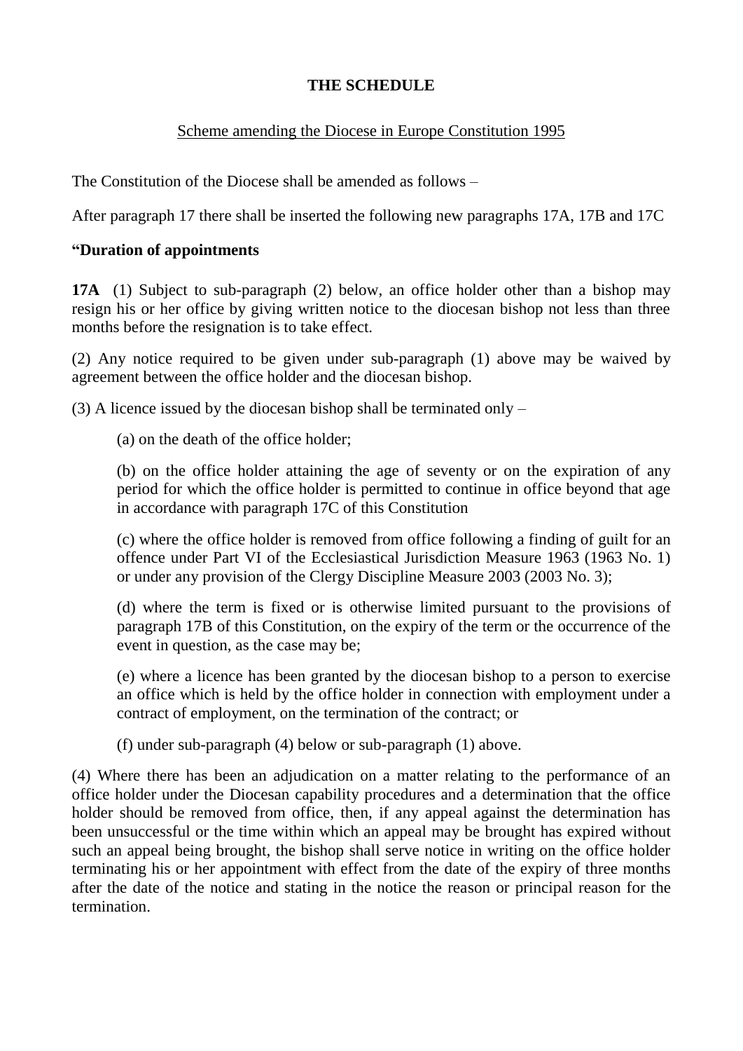**THE SCHEDULE**

Scheme amending the Diocese in Europe Constitution 1995

The Constitution of the Diocese shall be amended as follows –

After paragraph 17 there shall be inserted the following new paragraphs 17A, 17B and 17C

**"Duration of appointments**

**17A** (1) Subject to sub-paragraph (2) below, an office holder other than a bishop may resign his or her office by giving written notice to the diocesan bishop not less than three months before the resignation is to take effect.

(2) Any notice required to be given under sub-paragraph (1) above may be waived by agreement between the office holder and the diocesan bishop.

(3) A licence issued by the diocesan bishop shall be terminated only –

(a) on the death of the office holder;

(b) on the office holder attaining the age of seventy or on the expiration of any period for which the office holder is permitted to continue in office beyond that age in accordance with paragraph 17C of this Constitution

(c) where the office holder is removed from office following a finding of guilt for an offence under Part VI of the Ecclesiastical Jurisdiction Measure 1963 (1963 No. 1) or under any provision of the Clergy Discipline Measure 2003 (2003 No. 3);

(d) where the term is fixed or is otherwise limited pursuant to the provisions of paragraph 17B of this Constitution, on the expiry of the term or the occurrence of the event in question, as the case may be;

(e) where a licence has been granted by the diocesan bishop to a person to exercise an office which is held by the office holder in connection with employment under a contract of employment, on the termination of the contract; or

(f) under sub-paragraph (4) below or sub-paragraph (1) above.

(4) Where there has been an adjudication on a matter relating to the performance of an office holder under the Diocesan capability procedures and a determination that the office holder should be removed from office, then, if any appeal against the determination has been unsuccessful or the time within which an appeal may be brought has expired without such an appeal being brought, the bishop shall serve notice in writing on the office holder terminating his or her appointment with effect from the date of the expiry of three months after the date of the notice and stating in the notice the reason or principal reason for the termination.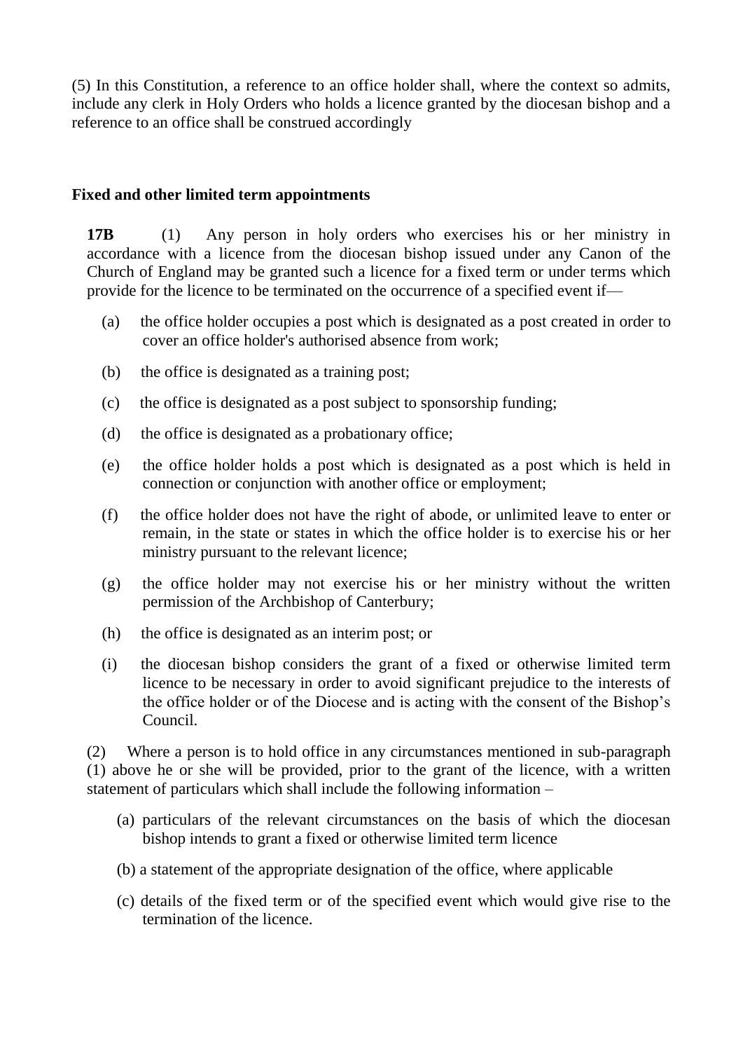(5) In this Constitution, a reference to an office holder shall, where the context so admits, include any clerk in Holy Orders who holds a licence granted by the diocesan bishop and a reference to an office shall be construed accordingly

**Fixed and other limited term appointments**

**17B** (1) Any person in holy orders who exercises his or her ministry in accordance with a licence from the diocesan bishop issued under any Canon of the Church of England may be granted such a licence for a fixed term or under terms which provide for the licence to be terminated on the occurrence of a specified event if—

(a) the office holder occupies a post which is designated as a post created in order to cover an office holder's authorised absence from work;

(b) the office is designated as a training post;

(c) the office is designated as a post subject to sponsorship funding;

(d) the office is designated as a probationary office;

(e) the office holder holds a post which is designated as a post which is held in connection or conjunction with another office or employment;

(f) the office holder does not have the right of abode, or unlimited leave to enter or remain, in the state or states in which the office holder is to exercise his or her ministry pursuant to the relevant licence;

(g) the office holder may not exercise his or her ministry without the written permission of the Archbishop of Canterbury;

(h) the office is designated as an interim post; or

(i) the diocesan bishop considers the grant of a fixed or otherwise limited term licence to be necessary in order to avoid significant prejudice to the interests of the office holder or of the Diocese and is acting with the consent of the Bishop's Council.

(2) Where a person is to hold office in any circumstances mentioned in sub-paragraph (1) above he or she will be provided, prior to the grant of the licence, with a written statement of particulars which shall include the following information –

(a) particulars of the relevant circumstances on the basis of which the diocesan bishop intends to grant a fixed or otherwise limited term licence

(b) a statement of the appropriate designation of the office, where applicable

(c) details of the fixed term or of the specified event which would give rise to the termination of the licence.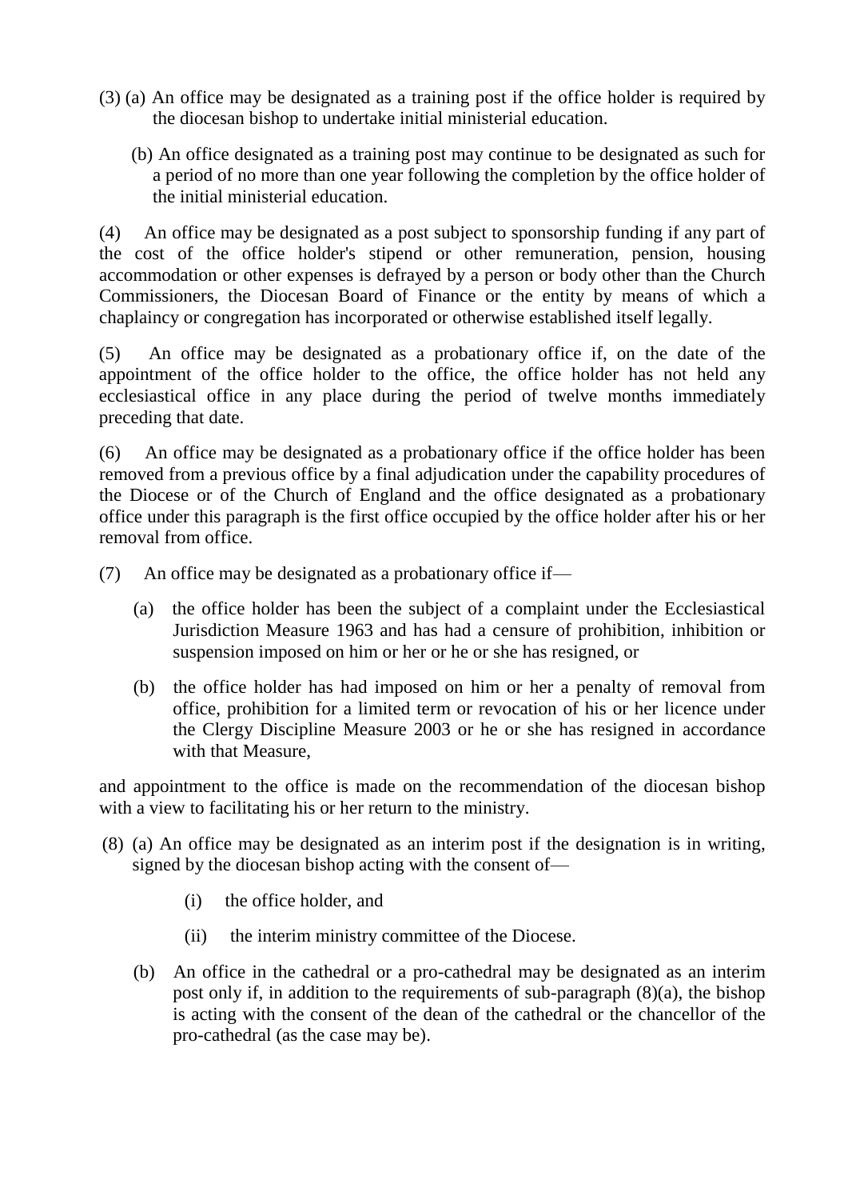(3) (a) An office may be designated as a training post if the office holder is required by the diocesan bishop to undertake initial ministerial education.

(b) An office designated as a training post may continue to be designated as such for a period of no more than one year following the completion by the office holder of the initial ministerial education.

(4) An office may be designated as a post subject to sponsorship funding if any part of the cost of the office holder's stipend or other remuneration, pension, housing accommodation or other expenses is defrayed by a person or body other than the Church Commissioners, the Diocesan Board of Finance or the entity by means of which a chaplaincy or congregation has incorporated or otherwise established itself legally.

(5) An office may be designated as a probationary office if, on the date of the appointment of the office holder to the office, the office holder has not held any ecclesiastical office in any place during the period of twelve months immediately preceding that date.

(6) An office may be designated as a probationary office if the office holder has been removed from a previous office by a final adjudication under the capability procedures of the Diocese or of the Church of England and the office designated as a probationary office under this paragraph is the first office occupied by the office holder after his or her removal from office.

(7) An office may be designated as a probationary office if—

(a) the office holder has been the subject of a complaint under the Ecclesiastical Jurisdiction Measure 1963 and has had a censure of prohibition, inhibition or suspension imposed on him or her or he or she has resigned, or

(b) the office holder has had imposed on him or her a penalty of removal from office, prohibition for a limited term or revocation of his or her licence under the Clergy Discipline Measure 2003 or he or she has resigned in accordance with that Measure,

and appointment to the office is made on the recommendation of the diocesan bishop with a view to facilitating his or her return to the ministry.

(8) (a) An office may be designated as an interim post if the designation is in writing, signed by the diocesan bishop acting with the consent of—

(i) the office holder, and

(ii) the interim ministry committee of the Diocese.

(b) An office in the cathedral or a pro-cathedral may be designated as an interim post only if, in addition to the requirements of sub-paragraph (8)(a), the bishop is acting with the consent of the dean of the cathedral or the chancellor of the pro-cathedral (as the case may be).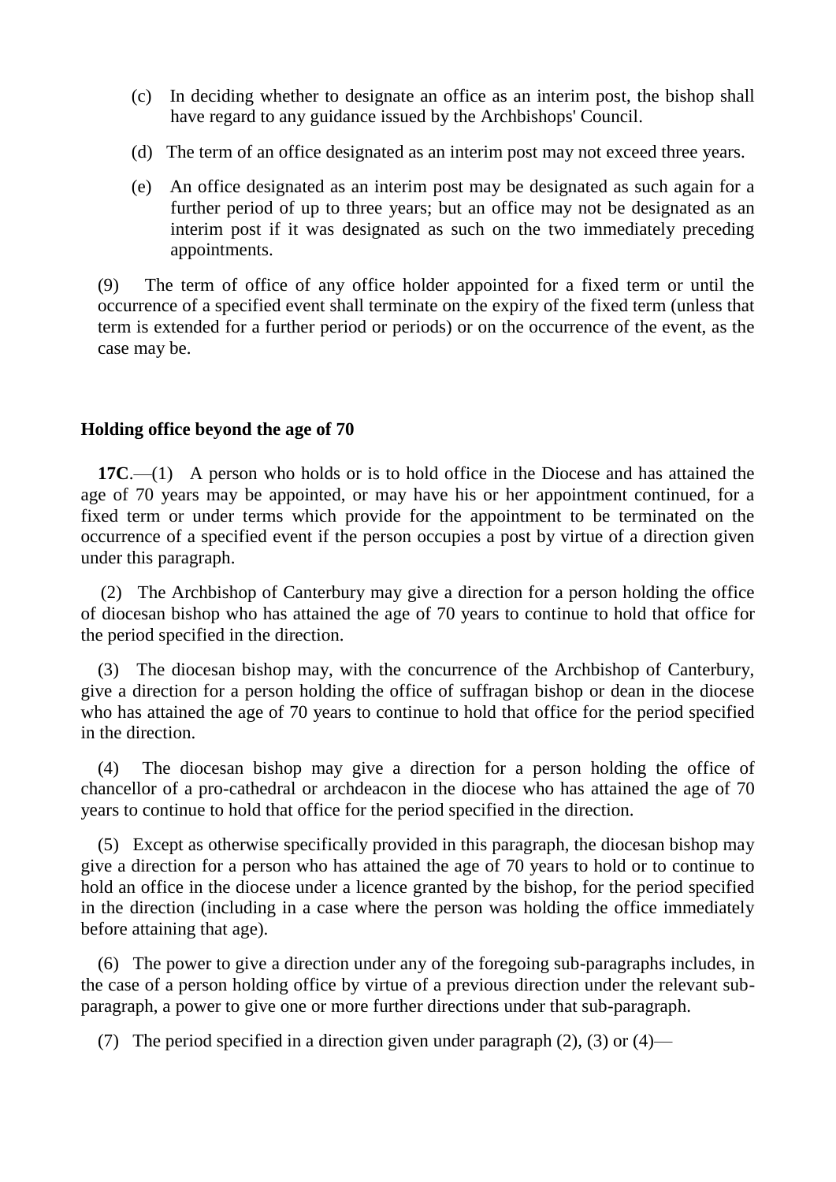(c) In deciding whether to designate an office as an interim post, the bishop shall have regard to any guidance issued by the Archbishops' Council.

(d) The term of an office designated as an interim post may not exceed three years.

(e) An office designated as an interim post may be designated as such again for a further period of up to three years; but an office may not be designated as an interim post if it was designated as such on the two immediately preceding appointments.

(9) The term of office of any office holder appointed for a fixed term or until the occurrence of a specified event shall terminate on the expiry of the fixed term (unless that term is extended for a further period or periods) or on the occurrence of the event, as the case may be.

**Holding office beyond the age of 70**

**17C**.—(1) A person who holds or is to hold office in the Diocese and has attained the age of 70 years may be appointed, or may have his or her appointment continued, for a fixed term or under terms which provide for the appointment to be terminated on the occurrence of a specified event if the person occupies a post by virtue of a direction given under this paragraph.

(2) The Archbishop of Canterbury may give a direction for a person holding the office of diocesan bishop who has attained the age of 70 years to continue to hold that office for the period specified in the direction.

(3) The diocesan bishop may, with the concurrence of the Archbishop of Canterbury, give a direction for a person holding the office of suffragan bishop or dean in the diocese who has attained the age of 70 years to continue to hold that office for the period specified in the direction.

(4) The diocesan bishop may give a direction for a person holding the office of chancellor of a pro-cathedral or archdeacon in the diocese who has attained the age of 70 years to continue to hold that office for the period specified in the direction.

(5) Except as otherwise specifically provided in this paragraph, the diocesan bishop may give a direction for a person who has attained the age of 70 years to hold or to continue to hold an office in the diocese under a licence granted by the bishop, for the period specified in the direction (including in a case where the person was holding the office immediately before attaining that age).

(6) The power to give a direction under any of the foregoing sub-paragraphs includes, in the case of a person holding office by virtue of a previous direction under the relevant sub-paragraph, a power to give one or more further directions under that sub-paragraph.

(7) The period specified in a direction given under paragraph (2), (3) or (4)—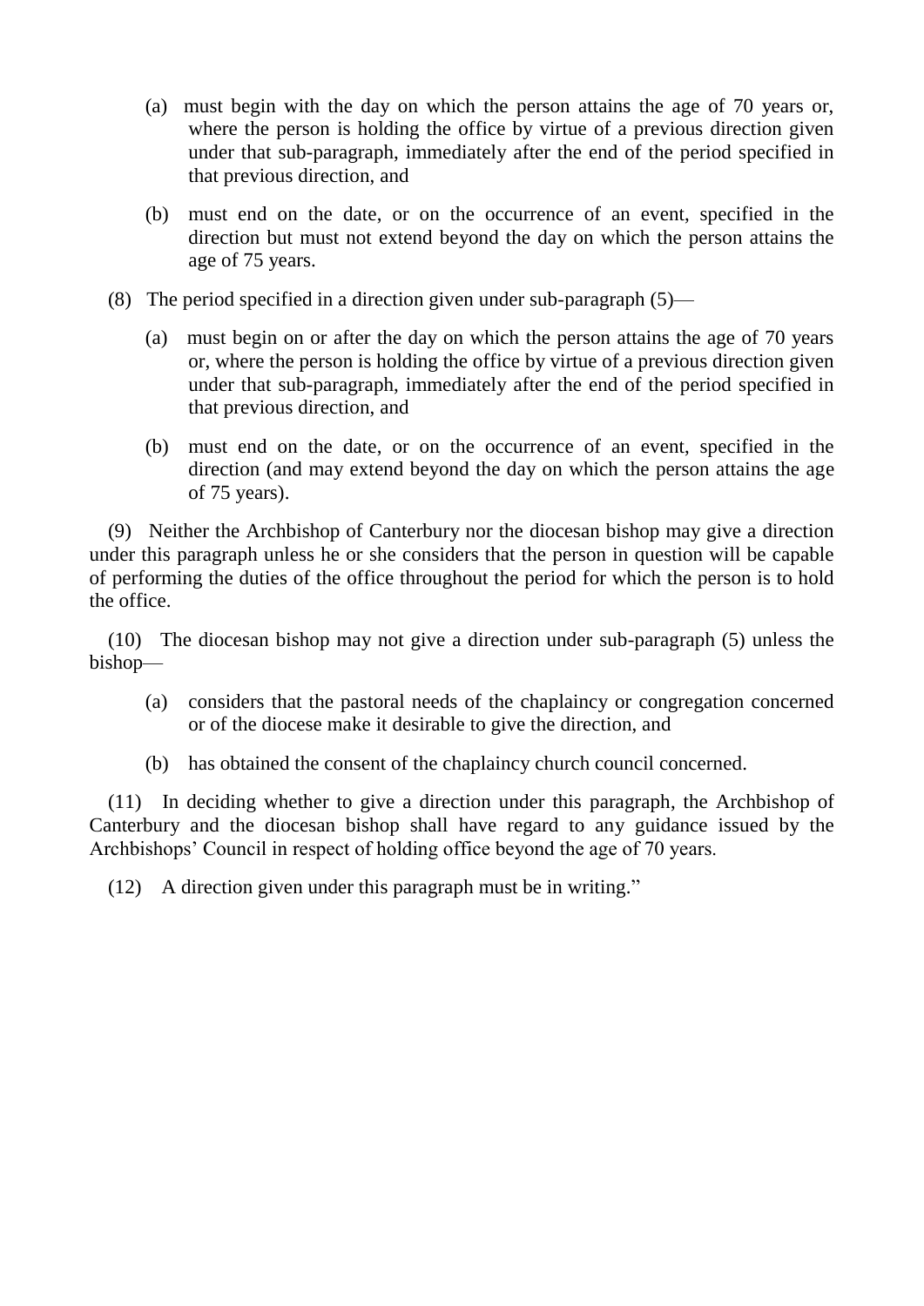(a) must begin with the day on which the person attains the age of 70 years or, where the person is holding the office by virtue of a previous direction given under that sub-paragraph, immediately after the end of the period specified in that previous direction, and

(b) must end on the date, or on the occurrence of an event, specified in the direction but must not extend beyond the day on which the person attains the age of 75 years.

(8) The period specified in a direction given under sub-paragraph (5)—

(a) must begin on or after the day on which the person attains the age of 70 years or, where the person is holding the office by virtue of a previous direction given under that sub-paragraph, immediately after the end of the period specified in that previous direction, and

(b) must end on the date, or on the occurrence of an event, specified in the direction (and may extend beyond the day on which the person attains the age of 75 years).

(9) Neither the Archbishop of Canterbury nor the diocesan bishop may give a direction under this paragraph unless he or she considers that the person in question will be capable of performing the duties of the office throughout the period for which the person is to hold the office.

(10) The diocesan bishop may not give a direction under sub-paragraph (5) unless the bishop—

(a) considers that the pastoral needs of the chaplaincy or congregation concerned or of the diocese make it desirable to give the direction, and

(b) has obtained the consent of the chaplaincy church council concerned.

(11) In deciding whether to give a direction under this paragraph, the Archbishop of Canterbury and the diocesan bishop shall have regard to any guidance issued by the Archbishops' Council in respect of holding office beyond the age of 70 years.

(12) A direction given under this paragraph must be in writing."